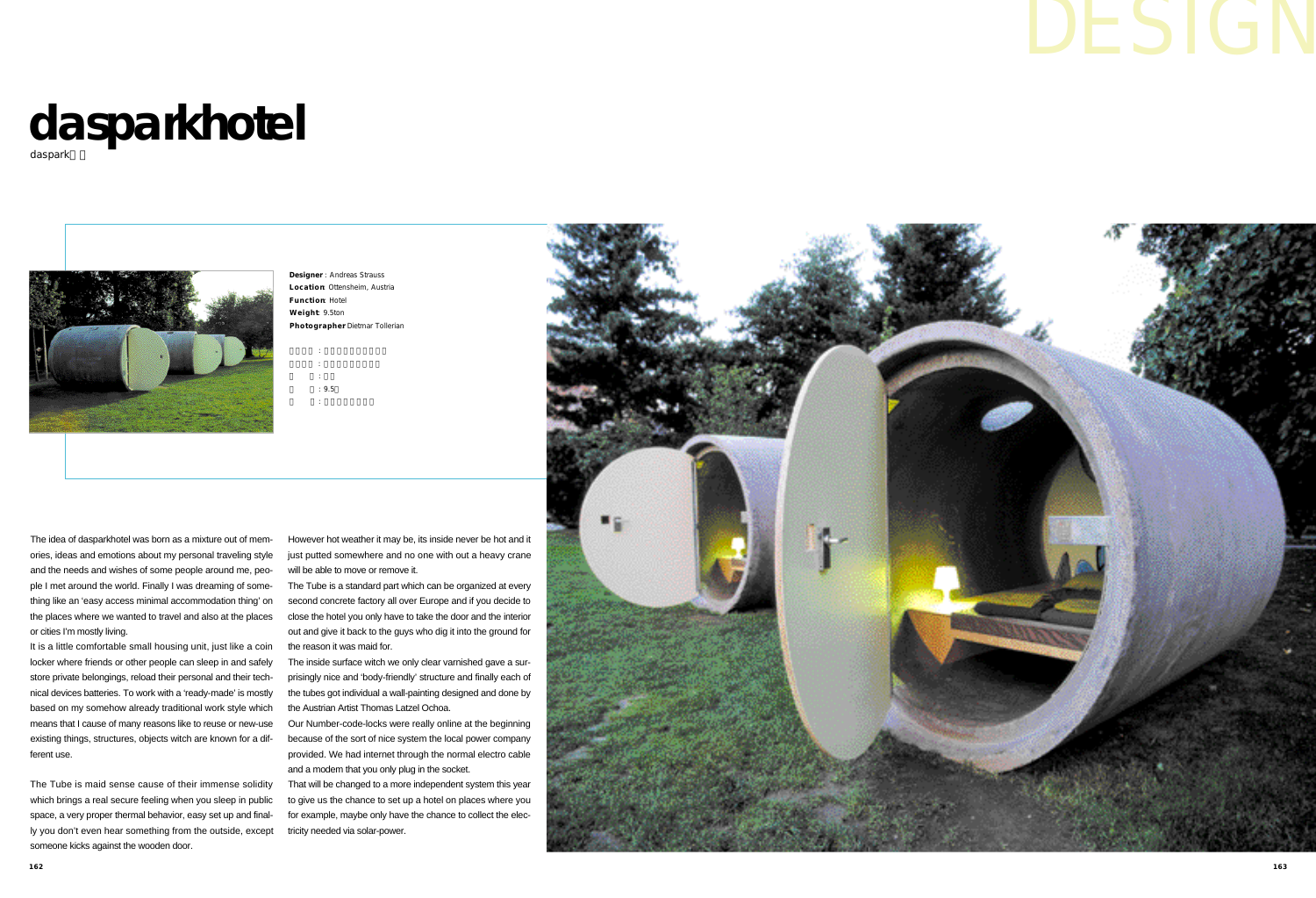# daspark­hotel

daspark□□

**Designer**: Andreas Strauss
**Location**: Ottensheim, Austria
**Function**: Hotel
**Weight**: 9.5ton
**Photographer**: Dietmar Tollerian

□□□□：□□□□□□□□□
□□□□：□□□□□□□□□
□　□：□□
□　□：9.5□
□　□：□□□□□□□□

The idea of dasparkhotel was born as a mixture out of memories, ideas and emotions about my personal traveling style and the needs and wishes of some people around me, people I met around the world. Finally I was dreaming of something like an 'easy access minimal accommodation thing' on the places where we wanted to travel and also at the places or cities I'm mostly living.

It is a little comfortable small housing unit, just like a coin locker where friends or other people can sleep in and safely store private belongings, reload their personal and their technical devices batteries. To work with a 'ready-made' is mostly based on my somehow already traditional work style which means that I cause of many reasons like to reuse or new-use existing things, structures, objects witch are known for a different use.

The Tube is maid sense cause of their immense solidity which brings a real secure feeling when you sleep in public space, a very proper thermal behavior, easy set up and finally you don't even hear something from the outside, except someone kicks against the wooden door.

However hot weather it may be, its inside never be hot and it just putted somewhere and no one with out a heavy crane will be able to move or remove it.

The Tube is a standard part which can be organized at every second concrete factory all over Europe and if you decide to close the hotel you only have to take the door and the interior out and give it back to the guys who dig it into the ground for the reason it was maid for.

The inside surface witch we only clear varnished gave a surprisingly nice and 'body-friendly' structure and finally each of the tubes got individual a wall-painting designed and done by the Austrian Artist Thomas Latzel Ochoa.

Our Number-code-locks were really online at the beginning because of the sort of nice system the local power company provided. We had internet through the normal electro cable and a modem that you only plug in the socket.

That will be changed to a more independent system this year to give us the chance to set up a hotel on places where you for example, maybe only have the chance to collect the electricity needed via solar-power.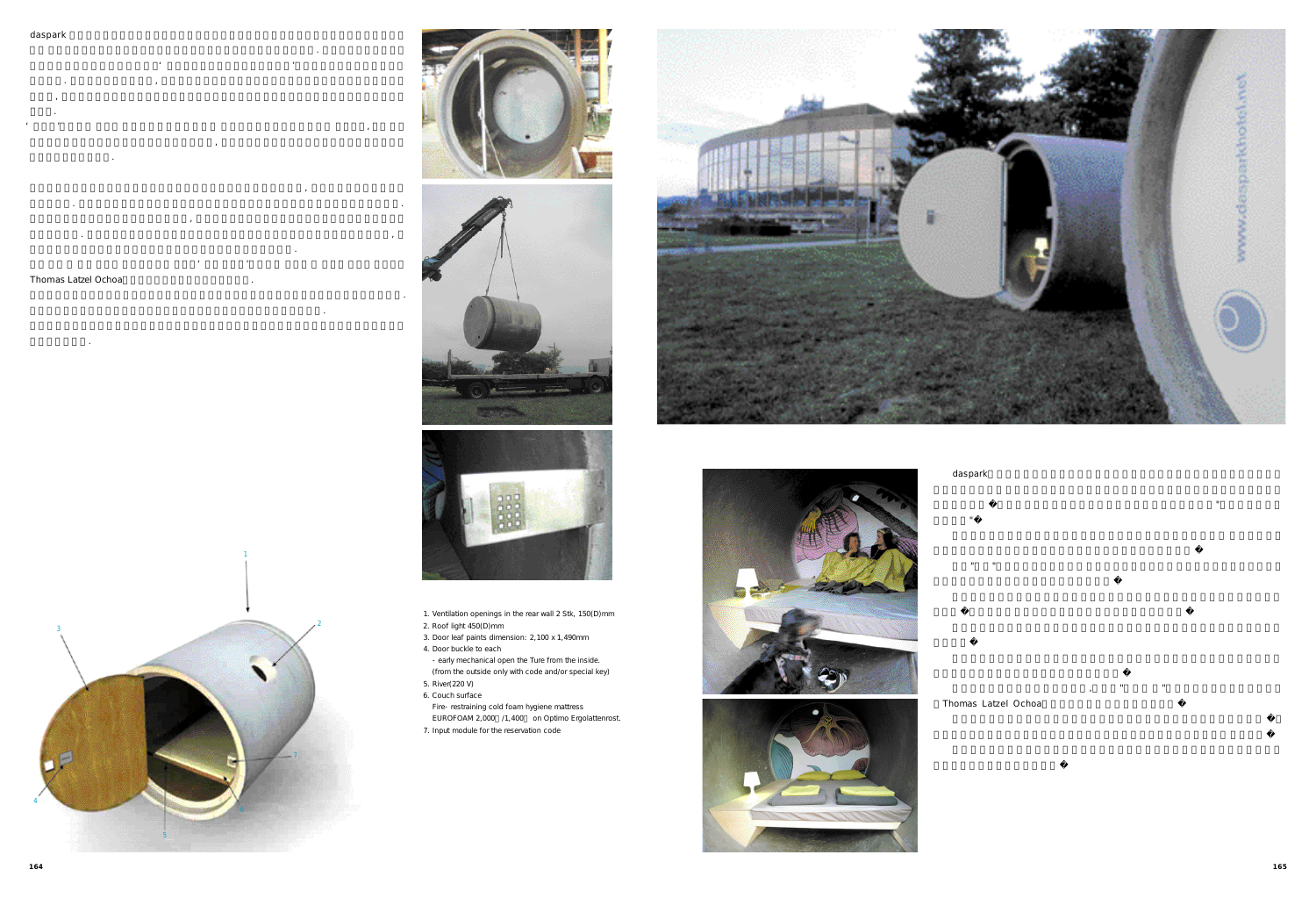daspark

Thomas Latzel Ochoa

1. Ventilation openings in the rear wall 2 Stk, 150(D)mm
2. Roof light 450(D)mm
3. Door leaf paints dimension: 2,100 x 1,490mm
4. Door buckle to each
   - early mechanical open the Ture from the inside.
   (from the outside only with code and/or special key)
5. River(220 V)
6. Couch surface
   Fire- restraining cold foam hygiene mattress
   EUROFOAM 2,000 /1,400 on Optimo Ergolattenrost.
7. Input module for the reservation code

daspark

Thomas Latzel Ochoa